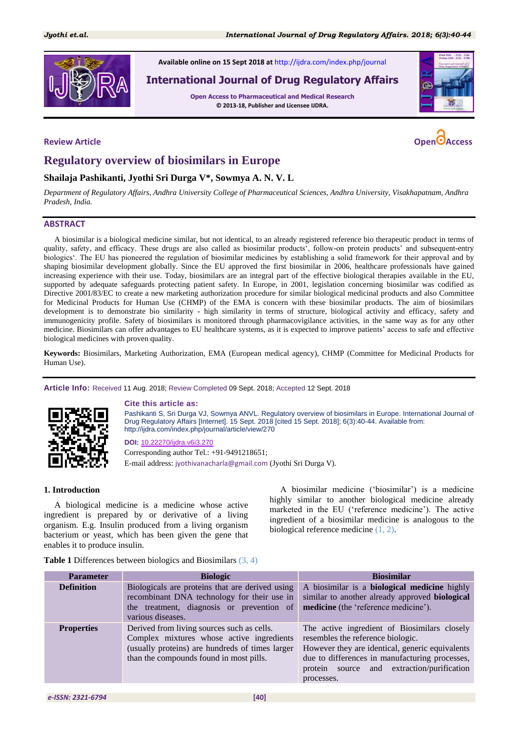Available online on 15 Sept 2018 at http://ijdra.com/index.php/journal

**International Journal of Drug Regulatory Affairs**

Open Access to Pharmaceutical and Medical Research

© 2013-18, Publisher and Licensee IJDRA.

**Review Article**

Open Access

# Regulatory overview of biosimilars in Europe

**Shailaja Pashikanti, Jyothi Sri Durga V*, Sowmya A. N. V. L**

*Department of Regulatory Affairs, Andhra University College of Pharmaceutical Sciences, Andhra University, Visakhapatnam, Andhra Pradesh, India.*

## ABSTRACT

A biosimilar is a biological medicine similar, but not identical, to an already registered reference bio therapeutic product in terms of quality, safety, and efficacy. These drugs are also called as biosimilar products', follow-on protein products' and subsequent-entry biologics'. The EU has pioneered the regulation of biosimilar medicines by establishing a solid framework for their approval and by shaping biosimilar development globally. Since the EU approved the first biosimilar in 2006, healthcare professionals have gained increasing experience with their use. Today, biosimilars are an integral part of the effective biological therapies available in the EU, supported by adequate safeguards protecting patient safety. In Europe, in 2001, legislation concerning biosimilar was codified as Directive 2001/83/EC to create a new marketing authorization procedure for similar biological medicinal products and also Committee for Medicinal Products for Human Use (CHMP) of the EMA is concern with these biosimilar products. The aim of biosimilars development is to demonstrate bio similarity - high similarity in terms of structure, biological activity and efficacy, safety and immunogenicity profile. Safety of biosimilars is monitored through pharmacovigilance activities, in the same way as for any other medicine. Biosimilars can offer advantages to EU healthcare systems, as it is expected to improve patients' access to safe and effective biological medicines with proven quality.

**Keywords:** Biosimilars, Marketing Authorization, EMA (European medical agency), CHMP (Committee for Medicinal Products for Human Use).

**Article Info:** Received 11 Aug. 2018; Review Completed 09 Sept. 2018; Accepted 12 Sept. 2018

**Cite this article as:**

Pashikanti S, Sri Durga VJ, Sowmya ANVL. Regulatory overview of biosimilars in Europe. International Journal of Drug Regulatory Affairs [Internet]. 15 Sept. 2018 [cited 15 Sept. 2018]; 6(3):40-44. Available from: http://ijdra.com/index.php/journal/article/view/270

**DOI:** 10.22270/ijdra.v6i3.270

Corresponding author Tel.: +91-9491218651;

E-mail address: jyothivanacharla@gmail.com (Jyothi Sri Durga V).

## 1. Introduction

A biological medicine is a medicine whose active ingredient is prepared by or derivative of a living organism. E.g. Insulin produced from a living organism bacterium or yeast, which has been given the gene that enables it to produce insulin.

A biosimilar medicine ('biosimilar') is a medicine highly similar to another biological medicine already marketed in the EU ('reference medicine'). The active ingredient of a biosimilar medicine is analogous to the biological reference medicine (1, 2).

**Table 1** Differences between biologics and Biosimilars (3, 4)

| Parameter | Biologic | Biosimilar |
|---|---|---|
| **Definition** | Biologicals are proteins that are derived using recombinant DNA technology for their use in the treatment, diagnosis or prevention of various diseases. | A biosimilar is a **biological medicine** highly similar to another already approved **biological medicine** (the 'reference medicine'). |
| **Properties** | Derived from living sources such as cells. Complex mixtures whose active ingredients (usually proteins) are hundreds of times larger than the compounds found in most pills. | The active ingredient of Biosimilars closely resembles the reference biologic. However they are identical, generic equivalents due to differences in manufacturing processes, protein source and extraction/purification processes. |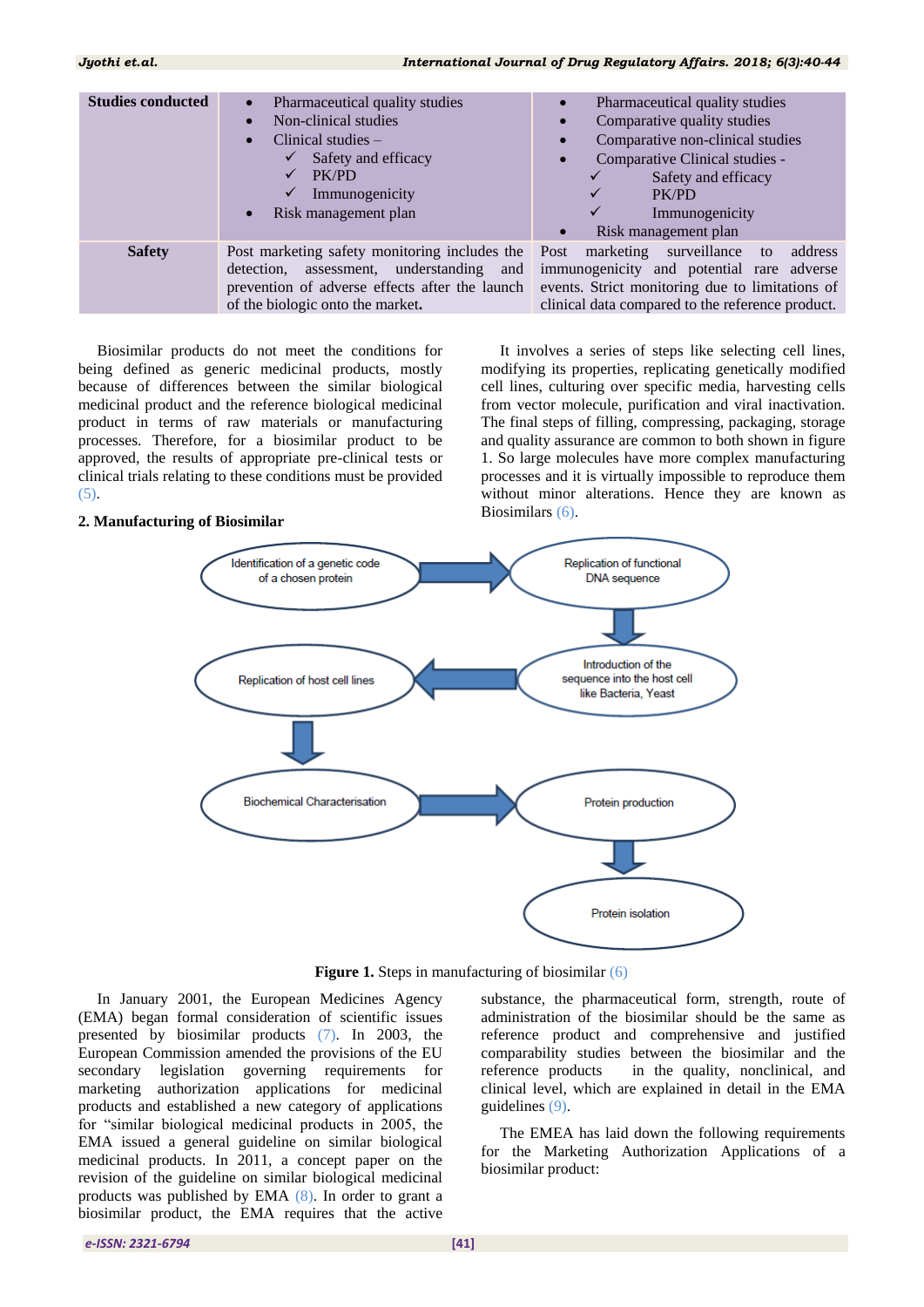| Studies conducted | • Pharmaceutical quality studies<br>• Non-clinical studies<br>• Clinical studies –<br>✓ Safety and efficacy<br>✓ PK/PD<br>✓ Immunogenicity<br>• Risk management plan | • Pharmaceutical quality studies<br>• Comparative quality studies<br>• Comparative non-clinical studies<br>• Comparative Clinical studies -<br>✓ Safety and efficacy<br>✓ PK/PD<br>✓ Immunogenicity<br>• Risk management plan |
|---|---|---|
| **Safety** | Post marketing safety monitoring includes the detection, assessment, understanding and prevention of adverse effects after the launch of the biologic onto the market. | Post marketing surveillance to address immunogenicity and potential rare adverse events. Strict monitoring due to limitations of clinical data compared to the reference product. |

Biosimilar products do not meet the conditions for being defined as generic medicinal products, mostly because of differences between the similar biological medicinal product and the reference biological medicinal product in terms of raw materials or manufacturing processes. Therefore, for a biosimilar product to be approved, the results of appropriate pre-clinical tests or clinical trials relating to these conditions must be provided (5).

## 2. Manufacturing of Biosimilar

It involves a series of steps like selecting cell lines, modifying its properties, replicating genetically modified cell lines, culturing over specific media, harvesting cells from vector molecule, purification and viral inactivation. The final steps of filling, compressing, packaging, storage and quality assurance are common to both shown in figure 1. So large molecules have more complex manufacturing processes and it is virtually impossible to reproduce them without minor alterations. Hence they are known as Biosimilars (6).

Identification of a genetic code of a chosen protein → Replication of functional DNA sequence → Introduction of the sequence into the host cell like Bacteria, Yeast → Replication of host cell lines → Biochemical Characterisation → Protein production → Protein isolation

**Figure 1.** Steps in manufacturing of biosimilar (6)

In January 2001, the European Medicines Agency (EMA) began formal consideration of scientific issues presented by biosimilar products (7). In 2003, the European Commission amended the provisions of the EU secondary legislation governing requirements for marketing authorization applications for medicinal products and established a new category of applications for "similar biological medicinal products in 2005, the EMA issued a general guideline on similar biological medicinal products. In 2011, a concept paper on the revision of the guideline on similar biological medicinal products was published by EMA (8). In order to grant a biosimilar product, the EMA requires that the active substance, the pharmaceutical form, strength, route of administration of the biosimilar should be the same as reference product and comprehensive and justified comparability studies between the biosimilar and the reference products in the quality, nonclinical, and clinical level, which are explained in detail in the EMA guidelines (9).

The EMEA has laid down the following requirements for the Marketing Authorization Applications of a biosimilar product: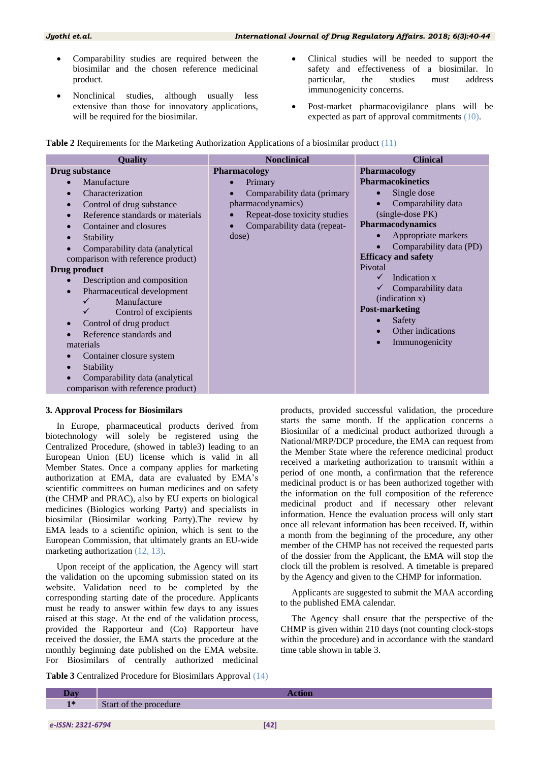- Comparability studies are required between the biosimilar and the chosen reference medicinal product.
- Nonclinical studies, although usually less extensive than those for innovatory applications, will be required for the biosimilar.
- Clinical studies will be needed to support the safety and effectiveness of a biosimilar. In particular, the studies must address immunogenicity concerns.
- Post-market pharmacovigilance plans will be expected as part of approval commitments (10).

**Table 2** Requirements for the Marketing Authorization Applications of a biosimilar product (11)

| Quality | Nonclinical | Clinical |
|---|---|---|
| **Drug substance**<br>• Manufacture<br>• Characterization<br>• Control of drug substance<br>• Reference standards or materials<br>• Container and closures<br>• Stability<br>• Comparability data (analytical comparison with reference product)<br>**Drug product**<br>• Description and composition<br>• Pharmaceutical development<br>✓ Manufacture<br>✓ Control of excipients<br>• Control of drug product<br>• Reference standards and materials<br>• Container closure system<br>• Stability<br>• Comparability data (analytical comparison with reference product) | **Pharmacology**<br>• Primary<br>• Comparability data (primary pharmacodynamics)<br>• Repeat-dose toxicity studies<br>• Comparability data (repeat-dose) | **Pharmacology**<br>**Pharmacokinetics**<br>• Single dose<br>• Comparability data (single-dose PK)<br>**Pharmacodynamics**<br>• Appropriate markers<br>• Comparability data (PD)<br>**Efficacy and safety**<br>Pivotal<br>✓ Indication x<br>✓ Comparability data (indication x)<br>**Post-marketing**<br>• Safety<br>• Other indications<br>• Immunogenicity |

### 3. Approval Process for Biosimilars

In Europe, pharmaceutical products derived from biotechnology will solely be registered using the Centralized Procedure, (showed in table3) leading to an European Union (EU) license which is valid in all Member States. Once a company applies for marketing authorization at EMA, data are evaluated by EMA's scientific committees on human medicines and on safety (the CHMP and PRAC), also by EU experts on biological medicines (Biologics working Party) and specialists in biosimilar (Biosimilar working Party).The review by EMA leads to a scientific opinion, which is sent to the European Commission, that ultimately grants an EU-wide marketing authorization (12, 13).

Upon receipt of the application, the Agency will start the validation on the upcoming submission stated on its website. Validation need to be completed by the corresponding starting date of the procedure. Applicants must be ready to answer within few days to any issues raised at this stage. At the end of the validation process, provided the Rapporteur and (Co) Rapporteur have received the dossier, the EMA starts the procedure at the monthly beginning date published on the EMA website. For Biosimilars of centrally authorized medicinal products, provided successful validation, the procedure starts the same month. If the application concerns a Biosimilar of a medicinal product authorized through a National/MRP/DCP procedure, the EMA can request from the Member State where the reference medicinal product received a marketing authorization to transmit within a period of one month, a confirmation that the reference medicinal product is or has been authorized together with the information on the full composition of the reference medicinal product and if necessary other relevant information. Hence the evaluation process will only start once all relevant information has been received. If, within a month from the beginning of the procedure, any other member of the CHMP has not received the requested parts of the dossier from the Applicant, the EMA will stop the clock till the problem is resolved. A timetable is prepared by the Agency and given to the CHMP for information.

Applicants are suggested to submit the MAA according to the published EMA calendar.

The Agency shall ensure that the perspective of the CHMP is given within 210 days (not counting clock-stops within the procedure) and in accordance with the standard time table shown in table 3.

**Table 3** Centralized Procedure for Biosimilars Approval (14)

| Day | Action |
|---|---|
| 1* | Start of the procedure |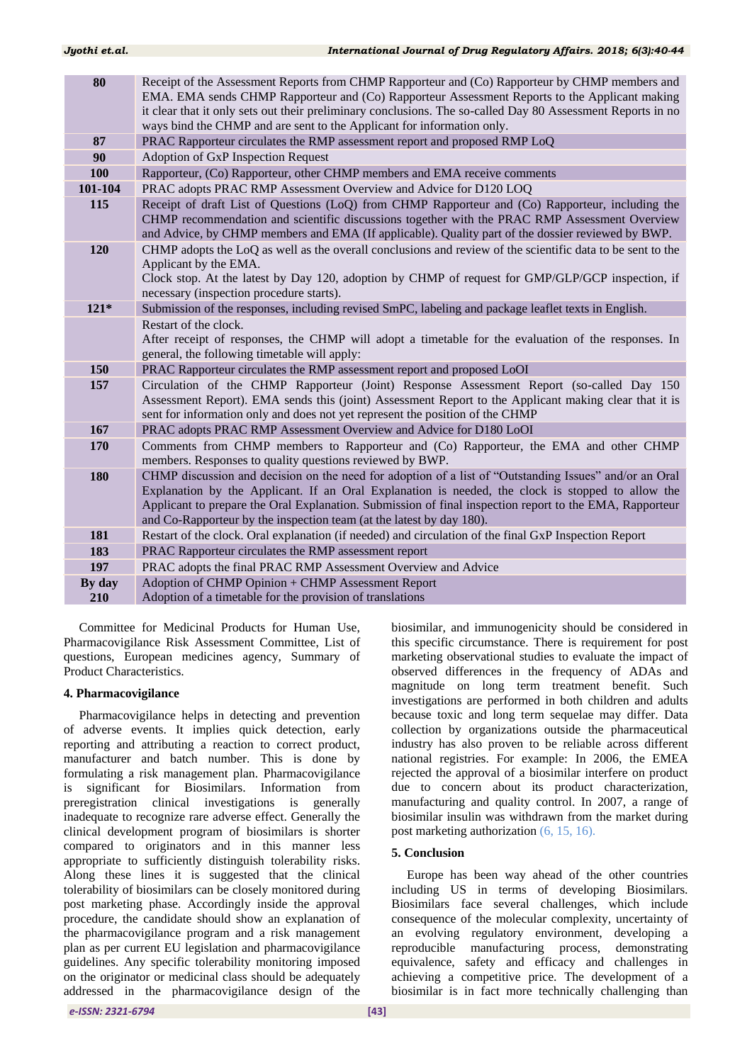| 80 | Receipt of the Assessment Reports from CHMP Rapporteur and (Co) Rapporteur by CHMP members and EMA. EMA sends CHMP Rapporteur and (Co) Rapporteur Assessment Reports to the Applicant making it clear that it only sets out their preliminary conclusions. The so-called Day 80 Assessment Reports in no ways bind the CHMP and are sent to the Applicant for information only. |
|---|---|
| 87 | PRAC Rapporteur circulates the RMP assessment report and proposed RMP LoQ |
| 90 | Adoption of GxP Inspection Request |
| 100 | Rapporteur, (Co) Rapporteur, other CHMP members and EMA receive comments |
| 101-104 | PRAC adopts PRAC RMP Assessment Overview and Advice for D120 LOQ |
| 115 | Receipt of draft List of Questions (LoQ) from CHMP Rapporteur and (Co) Rapporteur, including the CHMP recommendation and scientific discussions together with the PRAC RMP Assessment Overview and Advice, by CHMP members and EMA (If applicable). Quality part of the dossier reviewed by BWP. |
| 120 | CHMP adopts the LoQ as well as the overall conclusions and review of the scientific data to be sent to the Applicant by the EMA.<br>Clock stop. At the latest by Day 120, adoption by CHMP of request for GMP/GLP/GCP inspection, if necessary (inspection procedure starts). |
| 121* | Submission of the responses, including revised SmPC, labeling and package leaflet texts in English. |
| | Restart of the clock.<br>After receipt of responses, the CHMP will adopt a timetable for the evaluation of the responses. In general, the following timetable will apply: |
| 150 | PRAC Rapporteur circulates the RMP assessment report and proposed LoOI |
| 157 | Circulation of the CHMP Rapporteur (Joint) Response Assessment Report (so-called Day 150 Assessment Report). EMA sends this (joint) Assessment Report to the Applicant making clear that it is sent for information only and does not yet represent the position of the CHMP |
| 167 | PRAC adopts PRAC RMP Assessment Overview and Advice for D180 LoOI |
| 170 | Comments from CHMP members to Rapporteur and (Co) Rapporteur, the EMA and other CHMP members. Responses to quality questions reviewed by BWP. |
| 180 | CHMP discussion and decision on the need for adoption of a list of "Outstanding Issues" and/or an Oral Explanation by the Applicant. If an Oral Explanation is needed, the clock is stopped to allow the Applicant to prepare the Oral Explanation. Submission of final inspection report to the EMA, Rapporteur and Co-Rapporteur by the inspection team (at the latest by day 180). |
| 181 | Restart of the clock. Oral explanation (if needed) and circulation of the final GxP Inspection Report |
| 183 | PRAC Rapporteur circulates the RMP assessment report |
| 197 | PRAC adopts the final PRAC RMP Assessment Overview and Advice |
| By day 210 | Adoption of CHMP Opinion + CHMP Assessment Report<br>Adoption of a timetable for the provision of translations |

Committee for Medicinal Products for Human Use, Pharmacovigilance Risk Assessment Committee, List of questions, European medicines agency, Summary of Product Characteristics.

## 4. Pharmacovigilance

Pharmacovigilance helps in detecting and prevention of adverse events. It implies quick detection, early reporting and attributing a reaction to correct product, manufacturer and batch number. This is done by formulating a risk management plan. Pharmacovigilance is significant for Biosimilars. Information from preregistration clinical investigations is generally inadequate to recognize rare adverse effect. Generally the clinical development program of biosimilars is shorter compared to originators and in this manner less appropriate to sufficiently distinguish tolerability risks. Along these lines it is suggested that the clinical tolerability of biosimilars can be closely monitored during post marketing phase. Accordingly inside the approval procedure, the candidate should show an explanation of the pharmacovigilance program and a risk management plan as per current EU legislation and pharmacovigilance guidelines. Any specific tolerability monitoring imposed on the originator or medicinal class should be adequately addressed in the pharmacovigilance design of the biosimilar, and immunogenicity should be considered in this specific circumstance. There is requirement for post marketing observational studies to evaluate the impact of observed differences in the frequency of ADAs and magnitude on long term treatment benefit. Such investigations are performed in both children and adults because toxic and long term sequelae may differ. Data collection by organizations outside the pharmaceutical industry has also proven to be reliable across different national registries. For example: In 2006, the EMEA rejected the approval of a biosimilar interfere on product due to concern about its product characterization, manufacturing and quality control. In 2007, a range of biosimilar insulin was withdrawn from the market during post marketing authorization (6, 15, 16).

## 5. Conclusion

Europe has been way ahead of the other countries including US in terms of developing Biosimilars. Biosimilars face several challenges, which include consequence of the molecular complexity, uncertainty of an evolving regulatory environment, developing a reproducible manufacturing process, demonstrating equivalence, safety and efficacy and challenges in achieving a competitive price. The development of a biosimilar is in fact more technically challenging than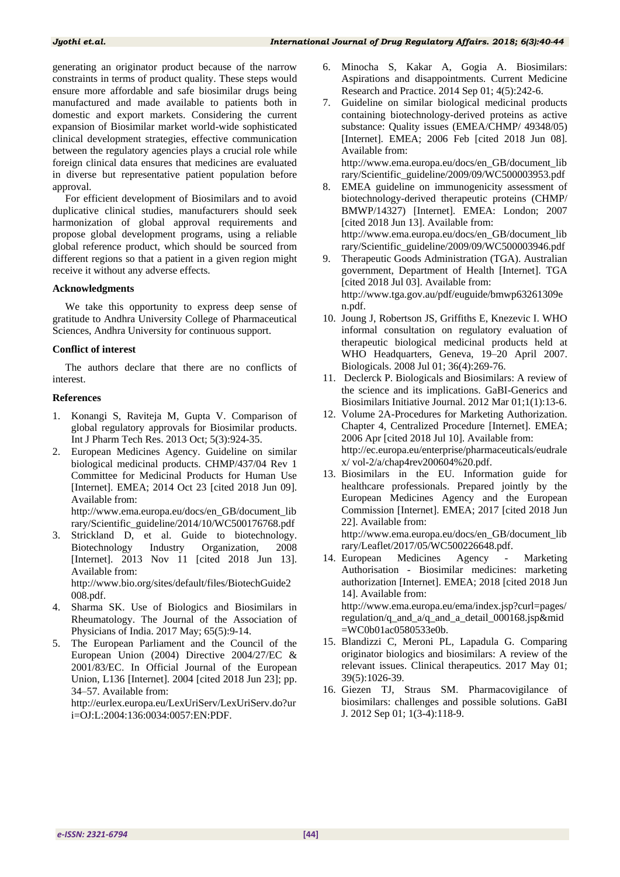generating an originator product because of the narrow constraints in terms of product quality. These steps would ensure more affordable and safe biosimilar drugs being manufactured and made available to patients both in domestic and export markets. Considering the current expansion of Biosimilar market world-wide sophisticated clinical development strategies, effective communication between the regulatory agencies plays a crucial role while foreign clinical data ensures that medicines are evaluated in diverse but representative patient population before approval.

For efficient development of Biosimilars and to avoid duplicative clinical studies, manufacturers should seek harmonization of global approval requirements and propose global development programs, using a reliable global reference product, which should be sourced from different regions so that a patient in a given region might receive it without any adverse effects.

### Acknowledgments

We take this opportunity to express deep sense of gratitude to Andhra University College of Pharmaceutical Sciences, Andhra University for continuous support.

### Conflict of interest

The authors declare that there are no conflicts of interest.

### References

1. Konangi S, Raviteja M, Gupta V. Comparison of global regulatory approvals for Biosimilar products. Int J Pharm Tech Res. 2013 Oct; 5(3):924-35.
2. European Medicines Agency. Guideline on similar biological medicinal products. CHMP/437/04 Rev 1 Committee for Medicinal Products for Human Use [Internet]. EMEA; 2014 Oct 23 [cited 2018 Jun 09]. Available from: http://www.ema.europa.eu/docs/en_GB/document_library/Scientific_guideline/2014/10/WC500176768.pdf
3. Strickland D, et al. Guide to biotechnology. Biotechnology Industry Organization, 2008 [Internet]. 2013 Nov 11 [cited 2018 Jun 13]. Available from: http://www.bio.org/sites/default/files/BiotechGuide2008.pdf.
4. Sharma SK. Use of Biologics and Biosimilars in Rheumatology. The Journal of the Association of Physicians of India. 2017 May; 65(5):9-14.
5. The European Parliament and the Council of the European Union (2004) Directive 2004/27/EC & 2001/83/EC. In Official Journal of the European Union, L136 [Internet]. 2004 [cited 2018 Jun 23]; pp. 34–57. Available from: http://eurlex.europa.eu/LexUriServ/LexUriServ.do?uri=OJ:L:2004:136:0034:0057:EN:PDF.
6. Minocha S, Kakar A, Gogia A. Biosimilars: Aspirations and disappointments. Current Medicine Research and Practice. 2014 Sep 01; 4(5):242-6.
7. Guideline on similar biological medicinal products containing biotechnology-derived proteins as active substance: Quality issues (EMEA/CHMP/ 49348/05) [Internet]. EMEA; 2006 Feb [cited 2018 Jun 08]. Available from: http://www.ema.europa.eu/docs/en_GB/document_library/Scientific_guideline/2009/09/WC500003953.pdf
8. EMEA guideline on immunogenicity assessment of biotechnology-derived therapeutic proteins (CHMP/ BMWP/14327) [Internet]. EMEA: London; 2007 [cited 2018 Jun 13]. Available from: http://www.ema.europa.eu/docs/en_GB/document_library/Scientific_guideline/2009/09/WC500003946.pdf
9. Therapeutic Goods Administration (TGA). Australian government, Department of Health [Internet]. TGA [cited 2018 Jul 03]. Available from: http://www.tga.gov.au/pdf/euguide/bmwp63261309en.pdf.
10. Joung J, Robertson JS, Griffiths E, Knezevic I. WHO informal consultation on regulatory evaluation of therapeutic biological medicinal products held at WHO Headquarters, Geneva, 19–20 April 2007. Biologicals. 2008 Jul 01; 36(4):269-76.
11. Declerck P. Biologicals and Biosimilars: A review of the science and its implications. GaBI-Generics and Biosimilars Initiative Journal. 2012 Mar 01;1(1):13-6.
12. Volume 2A-Procedures for Marketing Authorization. Chapter 4, Centralized Procedure [Internet]. EMEA; 2006 Apr [cited 2018 Jul 10]. Available from: http://ec.europa.eu/enterprise/pharmaceuticals/eudralex/ vol-2/a/chap4rev200604%20.pdf.
13. Biosimilars in the EU. Information guide for healthcare professionals. Prepared jointly by the European Medicines Agency and the European Commission [Internet]. EMEA; 2017 [cited 2018 Jun 22]. Available from: http://www.ema.europa.eu/docs/en_GB/document_library/Leaflet/2017/05/WC500226648.pdf.
14. European Medicines Agency - Marketing Authorisation - Biosimilar medicines: marketing authorization [Internet]. EMEA; 2018 [cited 2018 Jun 14]. Available from: http://www.ema.europa.eu/ema/index.jsp?curl=pages/regulation/q_and_a/q_and_a_detail_000168.jsp&mid=WC0b01ac0580533e0b.
15. Blandizzi C, Meroni PL, Lapadula G. Comparing originator biologics and biosimilars: A review of the relevant issues. Clinical therapeutics. 2017 May 01; 39(5):1026-39.
16. Giezen TJ, Straus SM. Pharmacovigilance of biosimilars: challenges and possible solutions. GaBI J. 2012 Sep 01; 1(3-4):118-9.